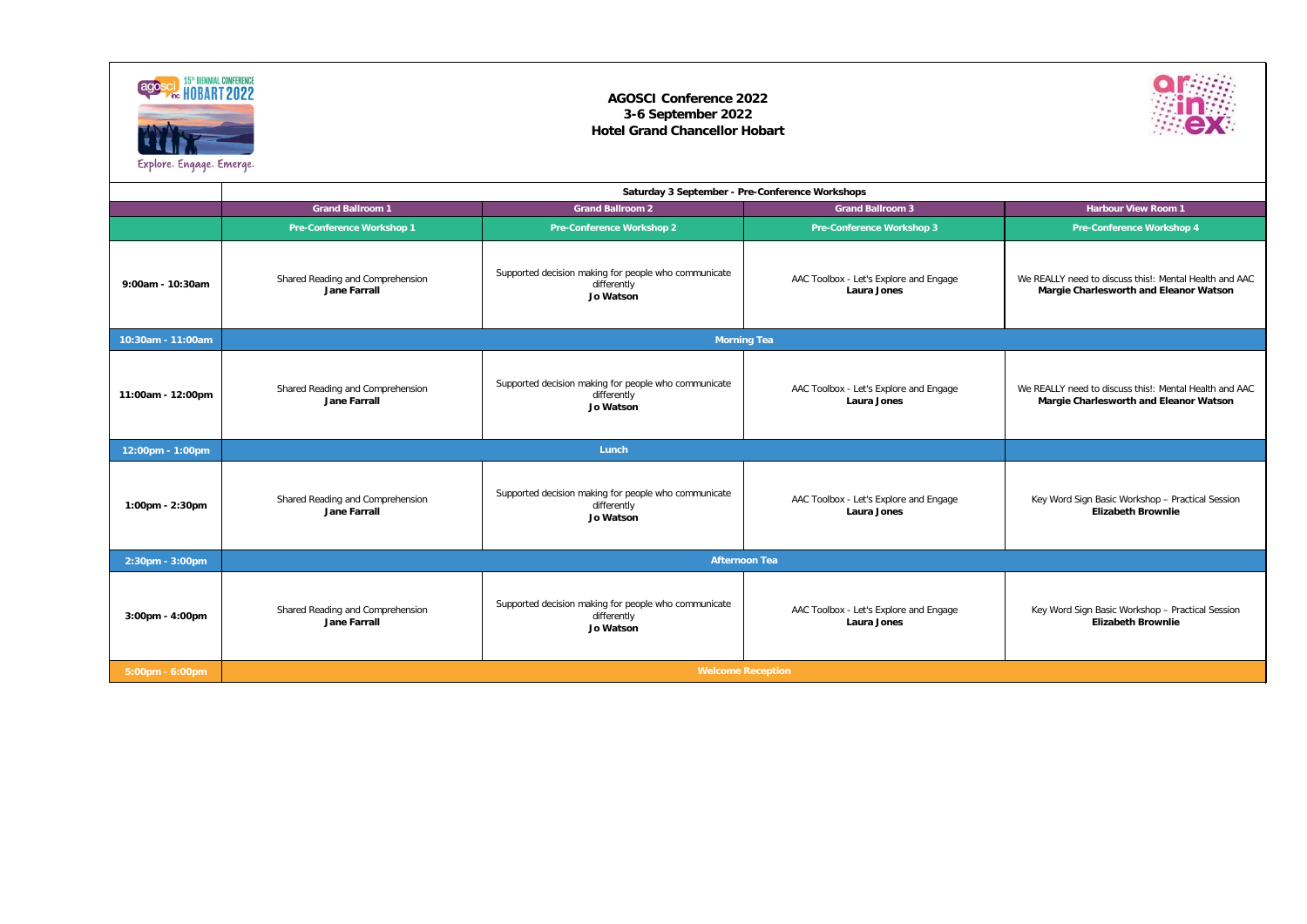**AGOSCI Conference 2022**
**3-6 September 2022**
**Hotel Grand Chancellor Hobart**

Explore. Engage. Emerge.

| | Saturday 3 September - Pre-Conference Workshops | | | |
|---|---|---|---|---|
| | **Grand Ballroom 1** | **Grand Ballroom 2** | **Grand Ballroom 3** | **Harbour View Room 1** |
| | **Pre-Conference Workshop 1** | **Pre-Conference Workshop 2** | **Pre-Conference Workshop 3** | **Pre-Conference Workshop 4** |
| **9:00am - 10:30am** | Shared Reading and Comprehension **Jane Farrall** | Supported decision making for people who communicate differently **Jo Watson** | AAC Toolbox - Let's Explore and Engage **Laura Jones** | We REALLY need to discuss this!: Mental Health and AAC **Margie Charlesworth and Eleanor Watson** |
| **10:30am - 11:00am** | **Morning Tea** | | | |
| **11:00am - 12:00pm** | Shared Reading and Comprehension **Jane Farrall** | Supported decision making for people who communicate differently **Jo Watson** | AAC Toolbox - Let's Explore and Engage **Laura Jones** | We REALLY need to discuss this!: Mental Health and AAC **Margie Charlesworth and Eleanor Watson** |
| **12:00pm - 1:00pm** | **Lunch** | | | |
| **1:00pm - 2:30pm** | Shared Reading and Comprehension **Jane Farrall** | Supported decision making for people who communicate differently **Jo Watson** | AAC Toolbox - Let's Explore and Engage **Laura Jones** | Key Word Sign Basic Workshop – Practical Session **Elizabeth Brownlie** |
| **2:30pm - 3:00pm** | **Afternoon Tea** | | | |
| **3:00pm - 4:00pm** | Shared Reading and Comprehension **Jane Farrall** | Supported decision making for people who communicate differently **Jo Watson** | AAC Toolbox - Let's Explore and Engage **Laura Jones** | Key Word Sign Basic Workshop – Practical Session **Elizabeth Brownlie** |
| **5:00pm - 6:00pm** | **Welcome Reception** | | | |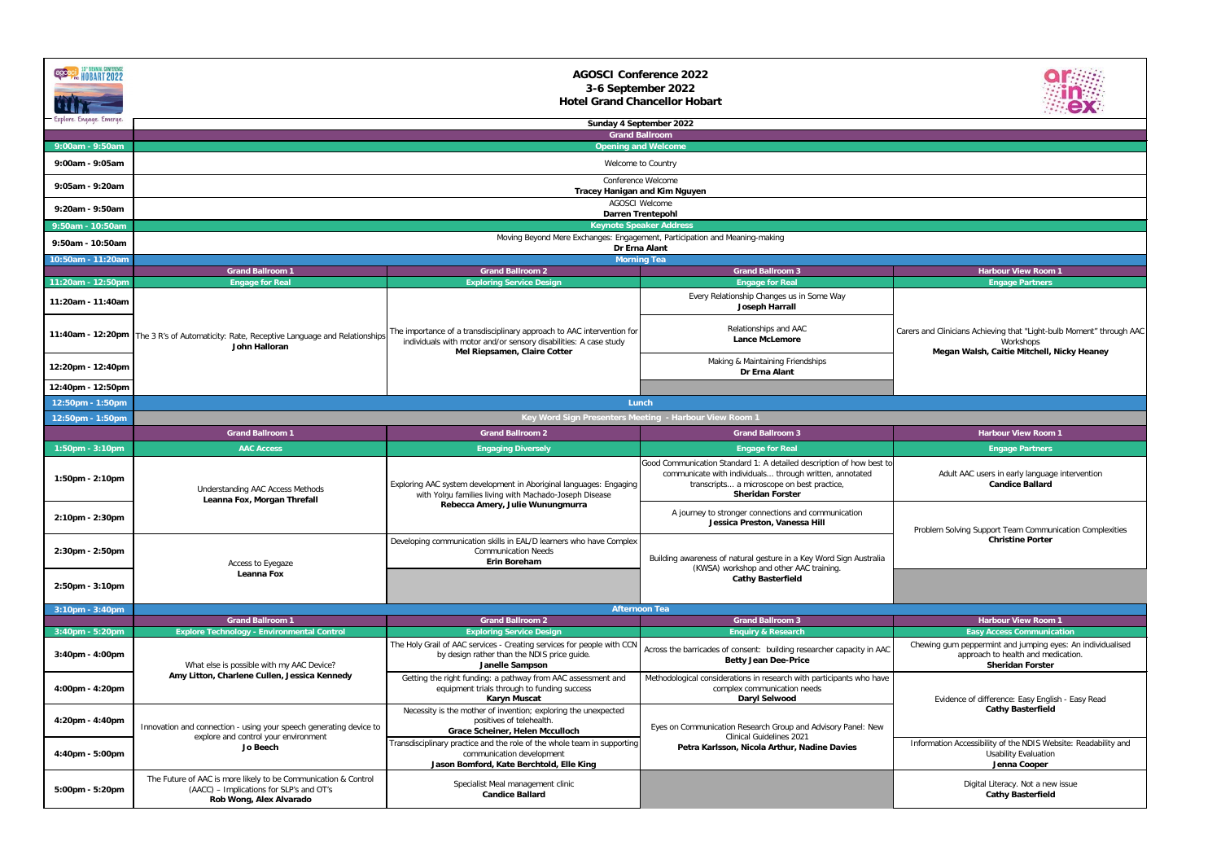# AGOSCI Conference 2022

**3-6 September 2022**

**Hotel Grand Chancellor Hobart**

Explore. Engage. Emerge.

## Sunday 4 September 2022

**Grand Ballroom**

| Time | Session |
|---|---|
| **9:00am - 9:50am** | **Opening and Welcome** |
| 9:00am - 9:05am | Welcome to Country |
| 9:05am - 9:20am | Conference Welcome **Tracey Hanigan and Kim Nguyen** |
| 9:20am - 9:50am | AGOSCI Welcome **Darren Trentepohl** |
| **9:50am - 10:50am** | **Keynote Speaker Address** |
| 9:50am - 10:50am | Moving Beyond Mere Exchanges: Engagement, Participation and Meaning-making **Dr Erna Alant** |
| **10:50am - 11:20am** | **Morning Tea** |

| Time | Grand Ballroom 1 | Grand Ballroom 2 | Grand Ballroom 3 | Harbour View Room 1 |
|---|---|---|---|---|
| **11:20am - 12:50pm** | **Engage for Real** | **Exploring Service Design** | **Engage for Real** | **Engage Partners** |
| 11:20am - 11:40am | The 3 R's of Automaticity: Rate, Receptive Language and Relationships **John Halloran** (11:20am - 12:40pm) | The importance of a transdisciplinary approach to AAC intervention for individuals with motor and/or sensory disabilities: A case study **Mel Riepsamen, Claire Cotter** (11:20am - 12:40pm) | Every Relationship Changes us in Some Way **Joseph Harrall** | Carers and Clinicians Achieving that "Light-bulb Moment" through AAC Workshops **Megan Walsh, Caitie Mitchell, Nicky Heaney** (11:20am - 12:50pm) |
| 11:40am - 12:20pm | | | Relationships and AAC **Lance McLemore** | |
| 12:20pm - 12:40pm | | | Making & Maintaining Friendships **Dr Erna Alant** | |
| 12:40pm - 12:50pm | | | | |
| **12:50pm - 1:50pm** | **Lunch** | | | |
| **12:50pm - 1:50pm** | **Key Word Sign Presenters Meeting - Harbour View Room 1** | | | |

| Time | Grand Ballroom 1 | Grand Ballroom 2 | Grand Ballroom 3 | Harbour View Room 1 |
|---|---|---|---|---|
| **1:50pm - 3:10pm** | **AAC Access** | **Engaging Diversely** | **Engage for Real** | **Engage Partners** |
| 1:50pm - 2:10pm | Understanding AAC Access Methods **Leanna Fox, Morgan Threfall** (1:50pm - 2:30pm) | Exploring AAC system development in Aboriginal languages: Engaging with Yolŋu families living with Machado-Joseph Disease **Rebecca Amery, Julie Wunungmurra** (1:50pm - 2:30pm) | Good Communication Standard 1: A detailed description of how best to communicate with individuals... through written, annotated transcripts... a microscope on best practice, **Sheridan Forster** | Adult AAC users in early language intervention **Candice Ballard** |
| 2:10pm - 2:30pm | | | A journey to stronger connections and communication **Jessica Preston, Vanessa Hill** | Problem Solving Support Team Communication Complexities **Christine Porter** (2:10pm - 2:50pm) |
| 2:30pm - 2:50pm | Access to Eyegaze **Leanna Fox** (2:30pm - 3:10pm) | Developing communication skills in EAL/D learners who have Complex Communication Needs **Erin Boreham** | Building awareness of natural gesture in a Key Word Sign Australia (KWSA) workshop and other AAC training. **Cathy Basterfield** (2:30pm - 3:10pm) | |
| 2:50pm - 3:10pm | | | | |
| **3:10pm - 3:40pm** | **Afternoon Tea** | | | |

| Time | Grand Ballroom 1 | Grand Ballroom 2 | Grand Ballroom 3 | Harbour View Room 1 |
|---|---|---|---|---|
| **3:40pm - 5:20pm** | **Explore Technology - Environmental Control** | **Exploring Service Design** | **Enquiry & Research** | **Easy Access Communication** |
| 3:40pm - 4:00pm | What else is possible with my AAC Device? **Amy Litton, Charlene Cullen, Jessica Kennedy** (3:40pm - 4:20pm) | The Holy Grail of AAC services - Creating services for people with CCN by design rather than the NDIS price guide. **Janelle Sampson** | Across the barricades of consent: building researcher capacity in AAC **Betty Jean Dee-Price** | Chewing gum peppermint and jumping eyes: An individualised approach to health and medication. **Sheridan Forster** |
| 4:00pm - 4:20pm | | Getting the right funding: a pathway from AAC assessment and equipment trials through to funding success **Karyn Muscat** | Methodological considerations in research with participants who have complex communication needs **Daryl Selwood** | Evidence of difference: Easy English - Easy Read **Cathy Basterfield** (4:00pm - 4:40pm) |
| 4:20pm - 4:40pm | Innovation and connection - using your speech generating device to explore and control your environment **Jo Beech** (4:20pm - 5:00pm) | Necessity is the mother of invention; exploring the unexpected positives of telehealth. **Grace Scheiner, Helen Mcculloch** | Eyes on Communication Research Group and Advisory Panel: New Clinical Guidelines 2021 **Petra Karlsson, Nicola Arthur, Nadine Davies** (4:20pm - 5:00pm) | |
| 4:40pm - 5:00pm | | Transdisciplinary practice and the role of the whole team in supporting communication development **Jason Bomford, Kate Berchtold, Elle King** | | Information Accessibility of the NDIS Website: Readability and Usability Evaluation **Jenna Cooper** |
| 5:00pm - 5:20pm | The Future of AAC is more likely to be Communication & Control (AACC) – Implications for SLP's and OT's **Rob Wong, Alex Alvarado** | Specialist Meal management clinic **Candice Ballard** | | Digital Literacy. Not a new issue **Cathy Basterfield** |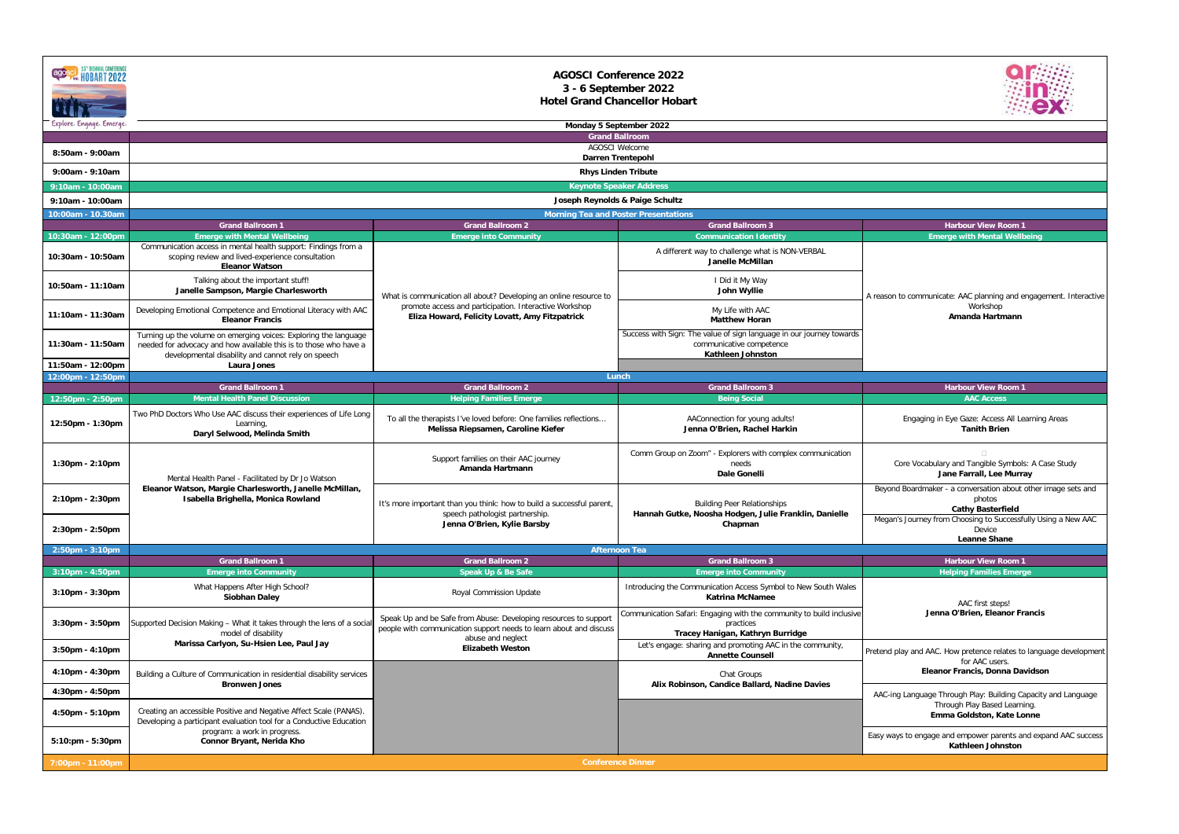# AGOSCI Conference 2022

**3 - 6 September 2022**

**Hotel Grand Chancellor Hobart**

Explore. Engage. Emerge.

## Monday 5 September 2022

| Time | Grand Ballroom | | | |
|---|---|---|---|---|
| 8:50am - 9:00am | AGOSCI Welcome **Darren Trentepohl** | | | |
| 9:00am - 9:10am | **Rhys Linden Tribute** | | | |
| 9:10am - 10:00am | **Keynote Speaker Address** | | | |
| 9:10am - 10:00am | **Joseph Reynolds & Paige Schultz** | | | |
| 10:00am - 10.30am | **Morning Tea and Poster Presentations** | | | |

| Time | Grand Ballroom 1 | Grand Ballroom 2 | Grand Ballroom 3 | Harbour View Room 1 |
|---|---|---|---|---|
| 10:30am - 12:00pm | **Emerge with Mental Wellbeing** | **Emerge into Community** | **Communication Identity** | **Emerge with Mental Wellbeing** |
| 10:30am - 10:50am | Communication access in mental health support: Findings from a scoping review and lived-experience consultation **Eleanor Watson** | What is communication all about? Developing an online resource to promote access and participation. Interactive Workshop **Eliza Howard, Felicity Lovatt, Amy Fitzpatrick** | A different way to challenge what is NON-VERBAL **Janelle McMillan** | A reason to communicate: AAC planning and engagement. Interactive Workshop **Amanda Hartmann** |
| 10:50am - 11:10am | Talking about the important stuff! **Janelle Sampson, Margie Charlesworth** | | I Did it My Way **John Wyllie** | |
| 11:10am - 11:30am | Developing Emotional Competence and Emotional Literacy with AAC **Eleanor Francis** | | My Life with AAC **Matthew Horan** | |
| 11:30am - 11:50am | Turning up the volume on emerging voices: Exploring the language needed for advocacy and how available this is to those who have a developmental disability and cannot rely on speech **Laura Jones** | | Success with Sign: The value of sign language in our journey towards communicative competence **Kathleen Johnston** | |
| 11:50am - 12:00pm | | | | |
| 12:00pm - 12:50pm | **Lunch** | | | |

| Time | Grand Ballroom 1 | Grand Ballroom 2 | Grand Ballroom 3 | Harbour View Room 1 |
|---|---|---|---|---|
| 12:50pm - 2:50pm | **Mental Health Panel Discussion** | **Helping Families Emerge** | **Being Social** | **AAC Access** |
| 12:50pm - 1:30pm | Two PhD Doctors Who Use AAC discuss their experiences of Life Long Learning, **Daryl Selwood, Melinda Smith** | To all the therapists I've loved before: One families reflections… **Melissa Riepsamen, Caroline Kiefer** | AAConnection for young adults! **Jenna O'Brien, Rachel Harkin** | Engaging in Eye Gaze: Access All Learning Areas **Tanith Brien** |
| 1:30pm - 2:10pm | Mental Health Panel - Facilitated by Dr Jo Watson **Eleanor Watson, Margie Charlesworth, Janelle McMillan, Isabella Brighella, Monica Rowland** | Support families on their AAC journey **Amanda Hartmann** | Comm Group on Zoom" - Explorers with complex communication needs **Dale Gonelli** | Core Vocabulary and Tangible Symbols: A Case Study **Jane Farrall, Lee Murray** |
| 2:10pm - 2:30pm | | It's more important than you think: how to build a successful parent, speech pathologist partnership. **Jenna O'Brien, Kylie Barsby** | Building Peer Relationships **Hannah Gutke, Noosha Hodgen, Julie Franklin, Danielle Chapman** | Beyond Boardmaker - a conversation about other image sets and photos **Cathy Basterfield** |
| 2:30pm - 2:50pm | | | | Megan's Journey from Choosing to Successfully Using a New AAC Device **Leanne Shane** |
| 2:50pm - 3:10pm | **Afternoon Tea** | | | |

| Time | Grand Ballroom 1 | Grand Ballroom 2 | Grand Ballroom 3 | Harbour View Room 1 |
|---|---|---|---|---|
| 3:10pm - 4:50pm | **Emerge into Community** | **Speak Up & Be Safe** | **Emerge into Community** | **Helping Families Emerge** |
| 3:10pm - 3:30pm | What Happens After High School? **Siobhan Daley** | Royal Commission Update | Introducing the Communication Access Symbol to New South Wales **Katrina McNamee** | AAC first steps! **Jenna O'Brien, Eleanor Francis** |
| 3:30pm - 3:50pm | Supported Decision Making – What it takes through the lens of a social model of disability **Marissa Carlyon, Su-Hsien Lee, Paul Jay** | Speak Up and be Safe from Abuse: Developing resources to support people with communication support needs to learn about and discuss abuse and neglect **Elizabeth Weston** | Communication Safari: Engaging with the community to build inclusive practices **Tracey Hanigan, Kathryn Burridge** | |
| 3:50pm - 4:10pm | | | Let's engage: sharing and promoting AAC in the community, **Annette Counsell** | Pretend play and AAC. How pretence relates to language development for AAC users. **Eleanor Francis, Donna Davidson** |
| 4:10pm - 4:30pm | Building a Culture of Communication in residential disability services **Bronwen Jones** | | Chat Groups **Alix Robinson, Candice Ballard, Nadine Davies** | |
| 4:30pm - 4:50pm | | | | AAC-ing Language Through Play: Building Capacity and Language Through Play Based Learning. **Emma Goldston, Kate Lonne** |
| 4:50pm - 5:10pm | Creating an accessible Positive and Negative Affect Scale (PANAS). Developing a participant evaluation tool for a Conductive Education program: a work in progress. **Connor Bryant, Nerida Kho** | | | |
| 5:10pm - 5:30pm | | | | Easy ways to engage and empower parents and expand AAC success **Kathleen Johnston** |
| 7:00pm - 11:00pm | **Conference Dinner** | | | |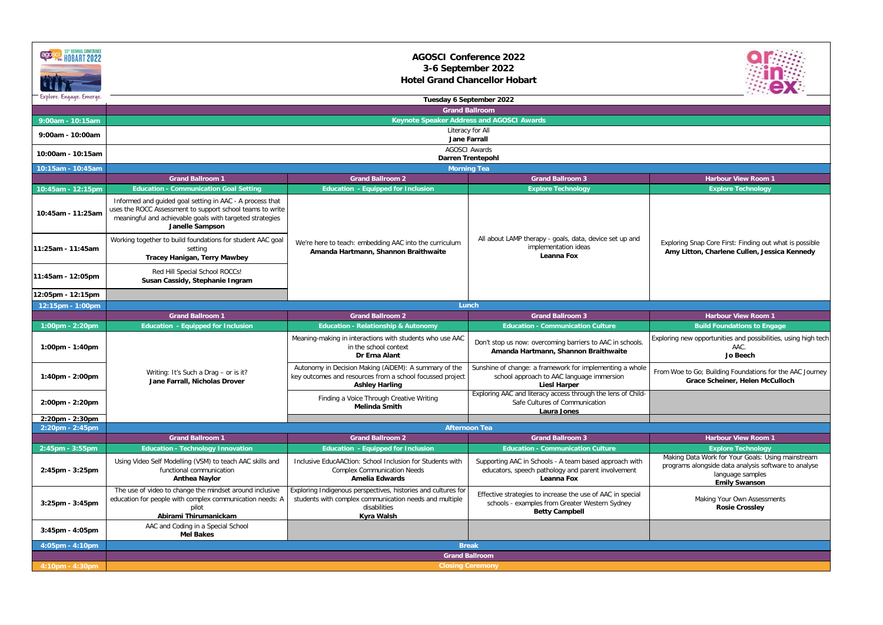# AGOSCI Conference 2022
## 3-6 September 2022
## Hotel Grand Chancellor Hobart

| | | | | |
|---|---|---|---|---|
| | **Tuesday 6 September 2022** | | | |
| | **Grand Ballroom** | | | |
| **9:00am - 10:15am** | **Keynote Speaker Address and AGOSCI Awards** | | | |
| **9:00am - 10:00am** | Literacy for All **Jane Farrall** | | | |
| **10:00am - 10:15am** | AGOSCI Awards **Darren Trentepohl** | | | |
| **10:15am - 10:45am** | **Morning Tea** | | | |
| | **Grand Ballroom 1** | **Grand Ballroom 2** | **Grand Ballroom 3** | **Harbour View Room 1** |
| **10:45am - 12:15pm** | **Education - Communication Goal Setting** | **Education - Equipped for Inclusion** | **Explore Technology** | **Explore Technology** |
| **10:45am - 11:25am** | Informed and guided goal setting in AAC - A process that uses the ROCC Assessment to support school teams to write meaningful and achievable goals with targeted strategies **Janelle Sampson** | We're here to teach: embedding AAC into the curriculum **Amanda Hartmann, Shannon Braithwaite** | All about LAMP therapy - goals, data, device set up and implementation ideas **Leanna Fox** | Exploring Snap Core First: Finding out what is possible **Amy Litton, Charlene Cullen, Jessica Kennedy** |
| **11:25am - 11:45am** | Working together to build foundations for student AAC goal setting **Tracey Hanigan, Terry Mawbey** | | | |
| **11:45am - 12:05pm** | Red Hill Special School ROCCs! **Susan Cassidy, Stephanie Ingram** | | | |
| **12:05pm - 12:15pm** | | | | |
| **12:15pm - 1:00pm** | **Lunch** | | | |
| | **Grand Ballroom 1** | **Grand Ballroom 2** | **Grand Ballroom 3** | **Harbour View Room 1** |
| **1:00pm - 2:20pm** | **Education - Equipped for Inclusion** | **Education - Relationship & Autonomy** | **Education - Communication Culture** | **Build Foundations to Engage** |
| **1:00pm - 1:40pm** | Writing: It's Such a Drag – or is it? **Jane Farrall, Nicholas Drover** | Meaning-making in interactions with students who use AAC in the school context **Dr Erna Alant** | Don't stop us now: overcoming barriers to AAC in schools. **Amanda Hartmann, Shannon Braithwaite** | Exploring new opportunities and possibilities, using high tech AAC. **Jo Beech** |
| **1:40pm - 2:00pm** | | Autonomy in Decision Making (AiDEM): A summary of the key outcomes and resources from a school focussed project **Ashley Harling** | Sunshine of change: a framework for implementing a whole school approach to AAC language immersion **Liesl Harper** | From Woe to Go; Building Foundations for the AAC Journey **Grace Scheiner, Helen McCulloch** |
| **2:00pm - 2:20pm** | | Finding a Voice Through Creative Writing **Melinda Smith** | Exploring AAC and literacy access through the lens of Child-Safe Cultures of Communication **Laura Jones** | |
| **2:20pm - 2:30pm** | | | | |
| **2:20pm - 2:45pm** | **Afternoon Tea** | | | |
| | **Grand Ballroom 1** | **Grand Ballroom 2** | **Grand Ballroom 3** | **Harbour View Room 1** |
| **2:45pm - 3:55pm** | **Education - Technology Innovation** | **Education - Equipped for Inclusion** | **Education - Communication Culture** | **Explore Technology** |
| **2:45pm - 3:25pm** | Using Video Self Modelling (VSM) to teach AAC skills and functional communication **Anthea Naylor** | Inclusive EducAACtion: School Inclusion for Students with Complex Communication Needs **Amelia Edwards** | Supporting AAC in Schools - A team based approach with educators, speech pathology and parent involvement **Leanna Fox** | Making Data Work for Your Goals: Using mainstream programs alongside data analysis software to analyse language samples **Emily Swanson** |
| **3:25pm - 3:45pm** | The use of video to change the mindset around inclusive education for people with complex communication needs: A pilot **Abirami Thirumanickam** | Exploring Indigenous perspectives, histories and cultures for students with complex communication needs and multiple disabilities **Kyra Walsh** | Effective strategies to increase the use of AAC in special schools - examples from Greater Western Sydney **Betty Campbell** | Making Your Own Assessments **Rosie Crossley** |
| **3:45pm - 4:05pm** | AAC and Coding in a Special School **Mel Bakes** | | | |
| **4:05pm - 4:10pm** | **Break** | | | |
| | **Grand Ballroom** | | | |
| **4:10pm - 4:30pm** | **Closing Ceremony** | | | |